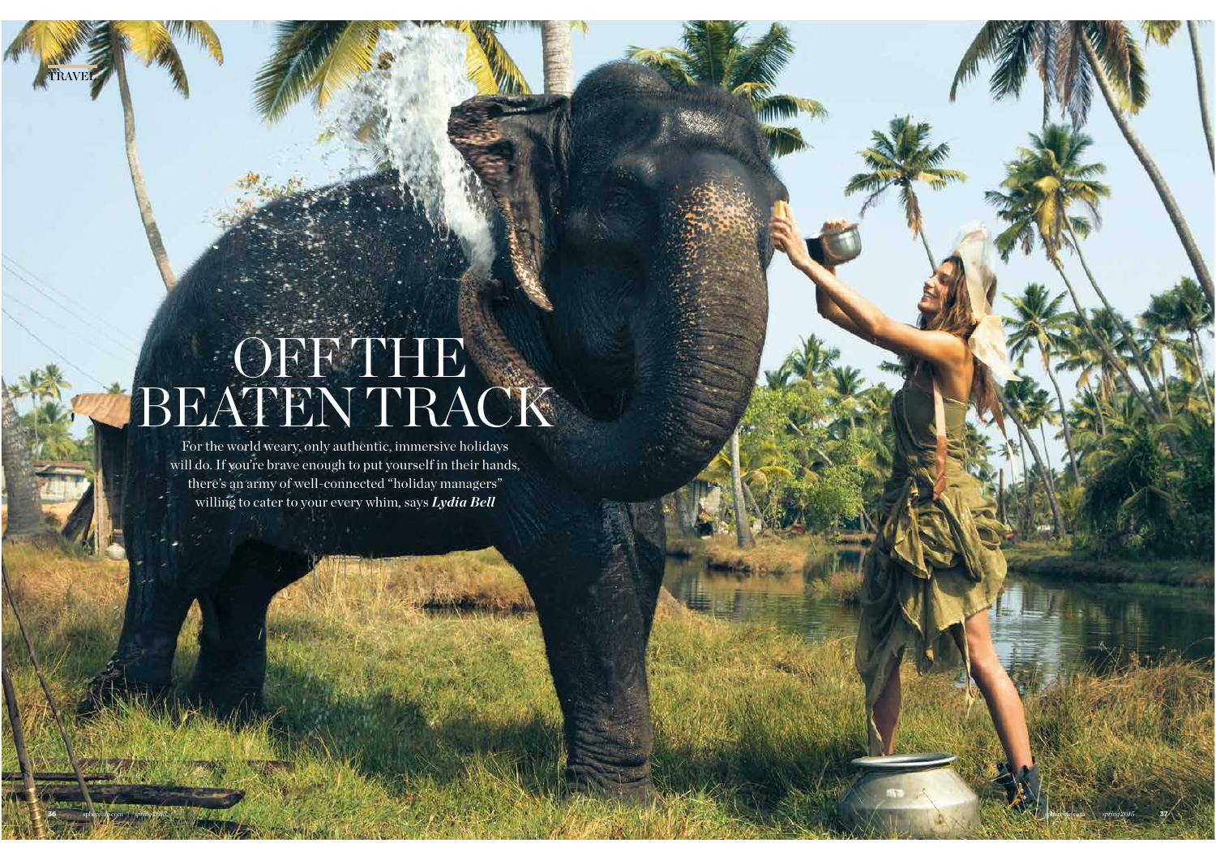# OFF THE BEATEN TRACK

For the world weary, only authentic, immersive holidays will do. If you're brave enough to put yourself in their hands, there's an army of well-connected "holiday managers" willing to cater to your every whim, says ***Lydia Bell***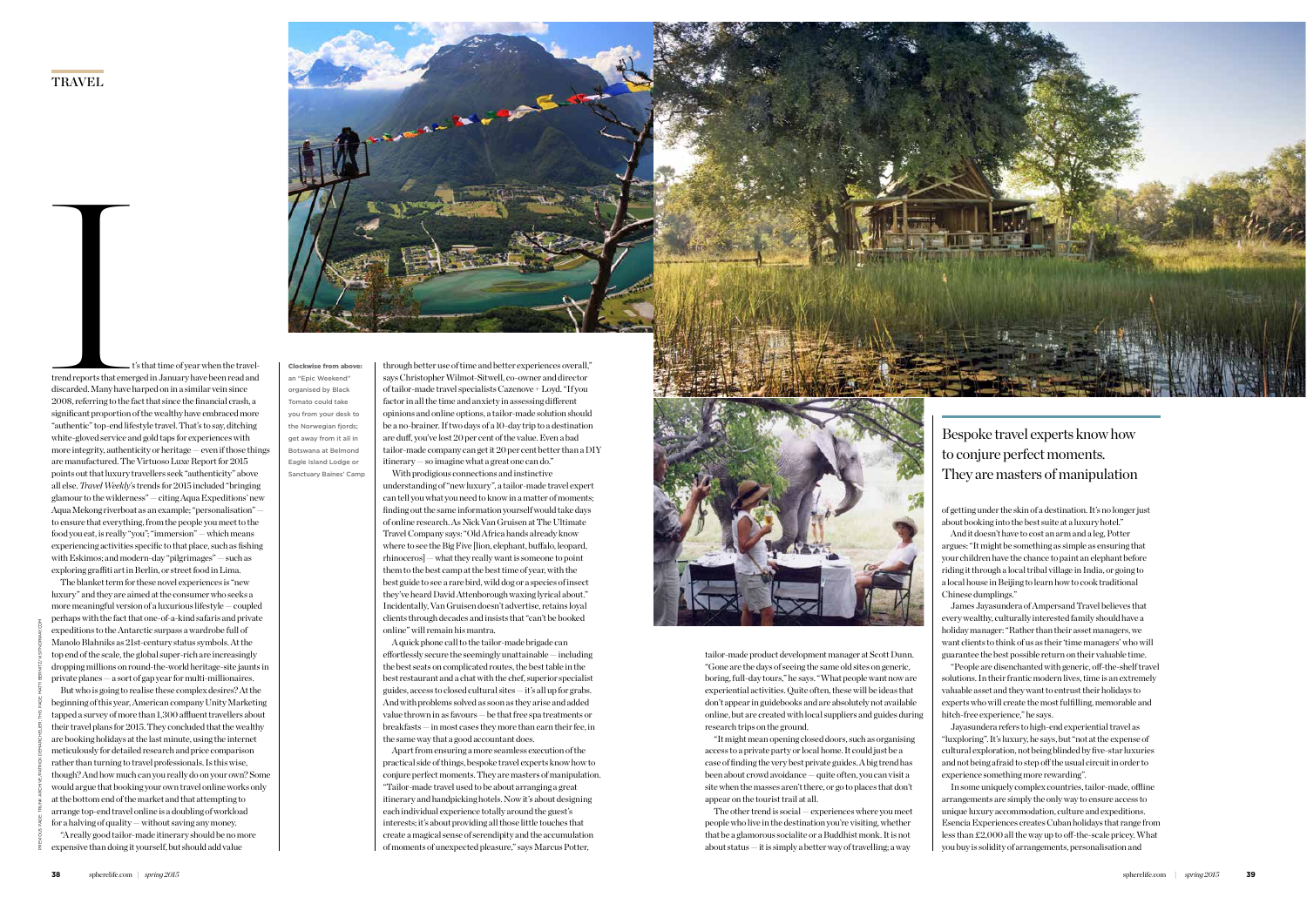# TRAVEL

It's that time of year when the travel-trend reports that emerged in January have been read and discarded. Many have harped on in a similar vein since 2008, referring to the fact that since the financial crash, a significant proportion of the wealthy have embraced more "authentic" top-end lifestyle travel. That's to say, ditching white-gloved service and gold taps for experiences with more integrity, authenticity or heritage — even if those things are manufactured. The Virtuoso Luxe Report for 2015 points out that luxury travellers seek "authenticity" above all else. *Travel Weekly*'s trends for 2015 included "bringing glamour to the wilderness" — citing Aqua Expeditions' new Aqua Mekong riverboat as an example; "personalisation" — to ensure that everything, from the people you meet to the food you eat, is really "you"; "immersion" — which means experiencing activities specific to that place, such as fishing with Eskimos; and modern-day "pilgrimages" — such as exploring graffiti art in Berlin, or street food in Lima.

The blanket term for these novel experiences is "new luxury" and they are aimed at the consumer who seeks a more meaningful version of a luxurious lifestyle — coupled perhaps with the fact that one-of-a-kind safaris and private expeditions to the Antarctic surpass a wardrobe full of Manolo Blahniks as 21st-century status symbols. At the top end of the scale, the global super-rich are increasingly dropping millions on round-the-world heritage-site jaunts in private planes — a sort of gap year for multi-millionaires.

But who is going to realise these complex desires? At the beginning of this year, American company Unity Marketing tapped a survey of more than 1,300 affluent travellers about their travel plans for 2015. They concluded that the wealthy are booking holidays at the last minute, using the internet meticulously for detailed research and price comparison rather than turning to travel professionals. Is this wise, though? And how much can you really do on your own? Some would argue that booking your own travel online works only at the bottom end of the market and that attempting to arrange top-end travel online is a doubling of workload for a halving of quality — without saving any money.

"A really good tailor-made itinerary should be no more expensive than doing it yourself, but should add value through better use of time and better experiences overall," says Christopher Wilmot-Sitwell, co-owner and director of tailor-made travel specialists Cazenove + Loyd. "If you factor in all the time and anxiety in assessing different opinions and online options, a tailor-made solution should be a no-brainer. If two days of a 10-day trip to a destination are duff, you've lost 20 per cent of the value. Even a bad tailor-made company can get it 20 per cent better than a DIY itinerary — so imagine what a great one can do."

With prodigious connections and instinctive understanding of "new luxury", a tailor-made travel expert can tell you what you need to know in a matter of moments; finding out the same information yourself would take days of online research. As Nick Van Gruisen at The Ultimate Travel Company says: "Old Africa hands already know where to see the Big Five [lion, elephant, buffalo, leopard, rhinoceros] — what they really want is someone to point them to the best camp at the best time of year, with the best guide to see a rare bird, wild dog or a species of insect they've heard David Attenborough waxing lyrical about." Incidentally, Van Gruisen doesn't advertise, retains loyal clients through decades and insists that "can't be booked online" will remain his mantra.

A quick phone call to the tailor-made brigade can effortlessly secure the seemingly unattainable — including the best seats on complicated routes, the best table in the best restaurant and a chat with the chef, superior specialist guides, access to closed cultural sites — it's all up for grabs. And with problems solved as soon as they arise and added value thrown in as favours — be that free spa treatments or breakfasts — in most cases they more than earn their fee, in the same way that a good accountant does.

Apart from ensuring a more seamless execution of the practical side of things, bespoke travel experts know how to conjure perfect moments. They are masters of manipulation. "Tailor-made travel used to be about arranging a great itinerary and handpicking hotels. Now it's about designing each individual experience totally around the guest's interests; it's about providing all those little touches that create a magical sense of serendipity and the accumulation of moments of unexpected pleasure," says Marcus Potter, tailor-made product development manager at Scott Dunn. "Gone are the days of seeing the same old sites on generic, boring, full-day tours," he says. "What people want now are experiential activities. Quite often, these will be ideas that don't appear in guidebooks and are absolutely not available online, but are created with local suppliers and guides during research trips on the ground.

"It might mean opening closed doors, such as organising access to a private party or local home. It could just be a case of finding the very best private guides. A big trend has been about crowd avoidance — quite often, you can visit a site when the masses aren't there, or go to places that don't appear on the tourist trail at all.

"The other trend is social — experiences where you meet people who live in the destination you're visiting, whether that be a glamorous socialite or a Buddhist monk. It is not about status — it is simply a better way of travelling; a way of getting under the skin of a destination. It's no longer just about booking into the best suite at a luxury hotel."

And it doesn't have to cost an arm and a leg, Potter argues: "It might be something as simple as ensuring that your children have the chance to paint an elephant before riding it through a local tribal village in India, or going to a local house in Beijing to learn how to cook traditional Chinese dumplings."

James Jayasundera of Ampersand Travel believes that every wealthy, culturally interested family should have a holiday manager: "Rather than their asset managers, we want clients to think of us as their 'time managers' who will guarantee the best possible return on their valuable time.

"People are disenchanted with generic, off-the-shelf travel solutions. In their frantic modern lives, time is an extremely valuable asset and they want to entrust their holidays to experts who will create the most fulfilling, memorable and hitch-free experience," he says.

Jayasundera refers to high-end experiential travel as "luxploring". It's luxury, he says, but "not at the expense of cultural exploration, not being blinded by five-star luxuries and not being afraid to step off the usual circuit in order to experience something more rewarding".

In some uniquely complex countries, tailor-made, offline arrangements are simply the only way to ensure access to unique luxury accommodation, culture and expeditions. Esencia Experiences creates Cuban holidays that range from less than £2,000 all the way up to off-the-scale pricey. What you buy is solidity of arrangements, personalisation and

**Clockwise from above:** an "Epic Weekend" organised by Black Tomato could take you from your desk to the Norwegian fjords; get away from it all in Botswana at Belmond Eagle Island Lodge or Sanctuary Baines' Camp

> Bespoke travel experts know how to conjure perfect moments. They are masters of manipulation

PREVIOUS PAGE: TRUNK ARCHIVE/PATRICK DEMARCHELIER. THIS PAGE: MATTI BERNITZ/VISITNORWAY.COM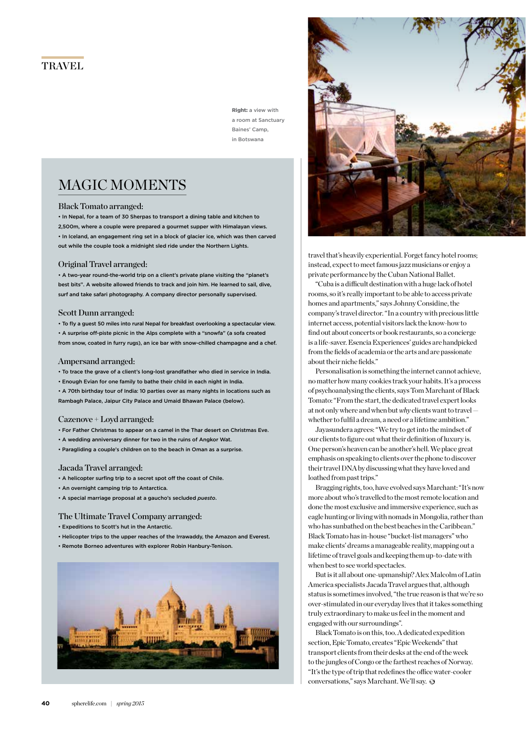# TRAVEL

**Right:** a view with a room at Sanctuary Baines' Camp, in Botswana

## MAGIC MOMENTS

### Black Tomato arranged:

- In Nepal, for a team of 30 Sherpas to transport a dining table and kitchen to 2,500m, where a couple were prepared a gourmet supper with Himalayan views.
- In Iceland, an engagement ring set in a block of glacier ice, which was then carved out while the couple took a midnight sled ride under the Northern Lights.

### Original Travel arranged:

- A two-year round-the-world trip on a client's private plane visiting the "planet's best bits". A website allowed friends to track and join him. He learned to sail, dive, surf and take safari photography. A company director personally supervised.

### Scott Dunn arranged:

- To fly a guest 50 miles into rural Nepal for breakfast overlooking a spectacular view.
- A surprise off-piste picnic in the Alps complete with a "snowfa" (a sofa created from snow, coated in furry rugs), an ice bar with snow-chilled champagne and a chef.

### Ampersand arranged:

- To trace the grave of a client's long-lost grandfather who died in service in India.
- Enough Evian for one family to bathe their child in each night in India.
- A 70th birthday tour of India: 10 parties over as many nights in locations such as Rambagh Palace, Jaipur City Palace and Umaid Bhawan Palace (below).

### Cazenove + Loyd arranged:

- For Father Christmas to appear on a camel in the Thar desert on Christmas Eve.
- A wedding anniversary dinner for two in the ruins of Angkor Wat.
- Paragliding a couple's children on to the beach in Oman as a surprise.

### Jacada Travel arranged:

- A helicopter surfing trip to a secret spot off the coast of Chile.
- An overnight camping trip to Antarctica.
- A special marriage proposal at a gaucho's secluded *puesto*.

### The Ultimate Travel Company arranged:

- Expeditions to Scott's hut in the Antarctic.
- Helicopter trips to the upper reaches of the Irrawaddy, the Amazon and Everest.
- Remote Borneo adventures with explorer Robin Hanbury-Tenison.

travel that's heavily experiential. Forget fancy hotel rooms; instead, expect to meet famous jazz musicians or enjoy a private performance by the Cuban National Ballet.

"Cuba is a difficult destination with a huge lack of hotel rooms, so it's really important to be able to access private homes and apartments," says Johnny Considine, the company's travel director. "In a country with precious little internet access, potential visitors lack the know-how to find out about concerts or book restaurants, so a concierge is a life-saver. Esencia Experiences' guides are handpicked from the fields of academia or the arts and are passionate about their niche fields."

Personalisation is something the internet cannot achieve, no matter how many cookies track your habits. It's a process of psychoanalysing the clients, says Tom Marchant of Black Tomato: "From the start, the dedicated travel expert looks at not only where and when but *why* clients want to travel — whether to fulfil a dream, a need or a lifetime ambition."

Jayasundera agrees: "We try to get into the mindset of our clients to figure out what their definition of luxury is. One person's heaven can be another's hell. We place great emphasis on speaking to clients over the phone to discover their travel DNA by discussing what they have loved and loathed from past trips."

Bragging rights, too, have evolved says Marchant: "It's now more about who's travelled to the most remote location and done the most exclusive and immersive experience, such as eagle hunting or living with nomads in Mongolia, rather than who has sunbathed on the best beaches in the Caribbean." Black Tomato has in-house "bucket-list managers" who make clients' dreams a manageable reality, mapping out a lifetime of travel goals and keeping them up-to-date with when best to see world spectacles.

But is it all about one-upmanship? Alex Malcolm of Latin America specialists Jacada Travel argues that, although status is sometimes involved, "the true reason is that we're so over-stimulated in our everyday lives that it takes something truly extraordinary to make us feel in the moment and engaged with our surroundings".

Black Tomato is on this, too. A dedicated expedition section, Epic Tomato, creates "Epic Weekends" that transport clients from their desks at the end of the week to the jungles of Congo or the farthest reaches of Norway. "It's the type of trip that redefines the office water-cooler conversations," says Marchant. We'll say.